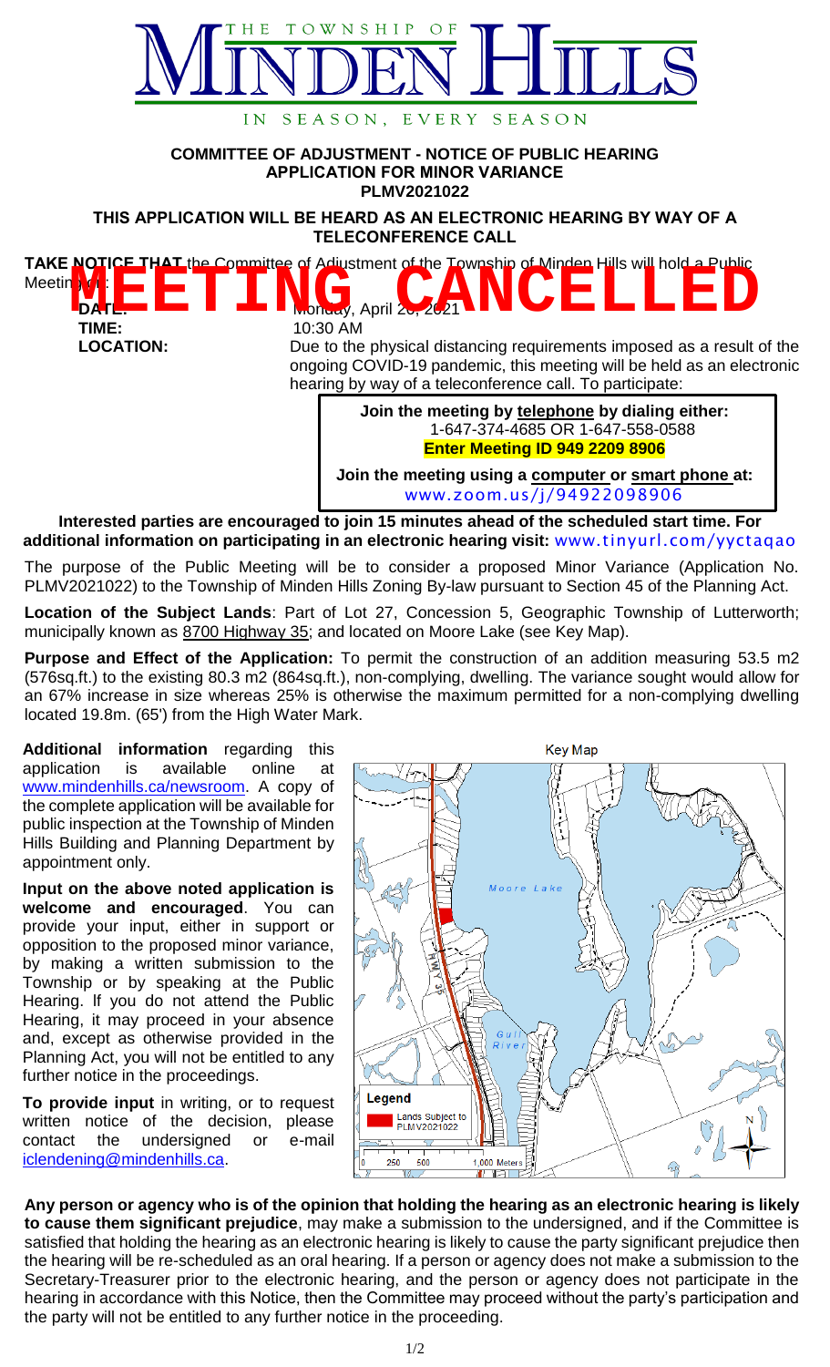# THE TOWNSHIP OF MINDEN HILLS

IN SEASON, EVERY SEASON

**COMMITTEE OF ADJUSTMENT - NOTICE OF PUBLIC HEARING**
**APPLICATION FOR MINOR VARIANCE**
**PLMV2021022**

**THIS APPLICATION WILL BE HEARD AS AN ELECTRONIC HEARING BY WAY OF A TELECONFERENCE CALL**

# MEETING CANCELLED

**TAKE NOTICE THAT** the Committee of Adjustment of the Township of Minden Hills will hold a Public Meeting on:

**DATE:** Monday, April 26, 2021

**TIME:** 10:30 AM

**LOCATION:** Due to the physical distancing requirements imposed as a result of the ongoing COVID-19 pandemic, this meeting will be held as an electronic hearing by way of a teleconference call. To participate:

> **Join the meeting by telephone by dialing either:**
> 1-647-374-4685 OR 1-647-558-0588
> **Enter Meeting ID 949 2209 8906**
>
> **Join the meeting using a computer or smart phone at:**
> www.zoom.us/j/94922098906

**Interested parties are encouraged to join 15 minutes ahead of the scheduled start time. For additional information on participating in an electronic hearing visit:** www.tinyurl.com/yyctaqao

The purpose of the Public Meeting will be to consider a proposed Minor Variance (Application No. PLMV2021022) to the Township of Minden Hills Zoning By-law pursuant to Section 45 of the Planning Act.

**Location of the Subject Lands**: Part of Lot 27, Concession 5, Geographic Township of Lutterworth; municipally known as 8700 Highway 35; and located on Moore Lake (see Key Map).

**Purpose and Effect of the Application:** To permit the construction of an addition measuring 53.5 m2 (576sq.ft.) to the existing 80.3 m2 (864sq.ft.), non-complying, dwelling. The variance sought would allow for an 67% increase in size whereas 25% is otherwise the maximum permitted for a non-complying dwelling located 19.8m. (65') from the High Water Mark.

**Additional information** regarding this application is available online at www.mindenhills.ca/newsroom. A copy of the complete application will be available for public inspection at the Township of Minden Hills Building and Planning Department by appointment only.

**Input on the above noted application is welcome and encouraged**. You can provide your input, either in support or opposition to the proposed minor variance, by making a written submission to the Township or by speaking at the Public Hearing. If you do not attend the Public Hearing, it may proceed in your absence and, except as otherwise provided in the Planning Act, you will not be entitled to any further notice in the proceedings.

**To provide input** in writing, or to request written notice of the decision, please contact the undersigned or e-mail iclendening@mindenhills.ca.

Key Map

Legend: Lands Subject to PLMV2021022

**Any person or agency who is of the opinion that holding the hearing as an electronic hearing is likely to cause them significant prejudice**, may make a submission to the undersigned, and if the Committee is satisfied that holding the hearing as an electronic hearing is likely to cause the party significant prejudice then the hearing will be re-scheduled as an oral hearing. If a person or agency does not make a submission to the Secretary-Treasurer prior to the electronic hearing, and the person or agency does not participate in the hearing in accordance with this Notice, then the Committee may proceed without the party's participation and the party will not be entitled to any further notice in the proceeding.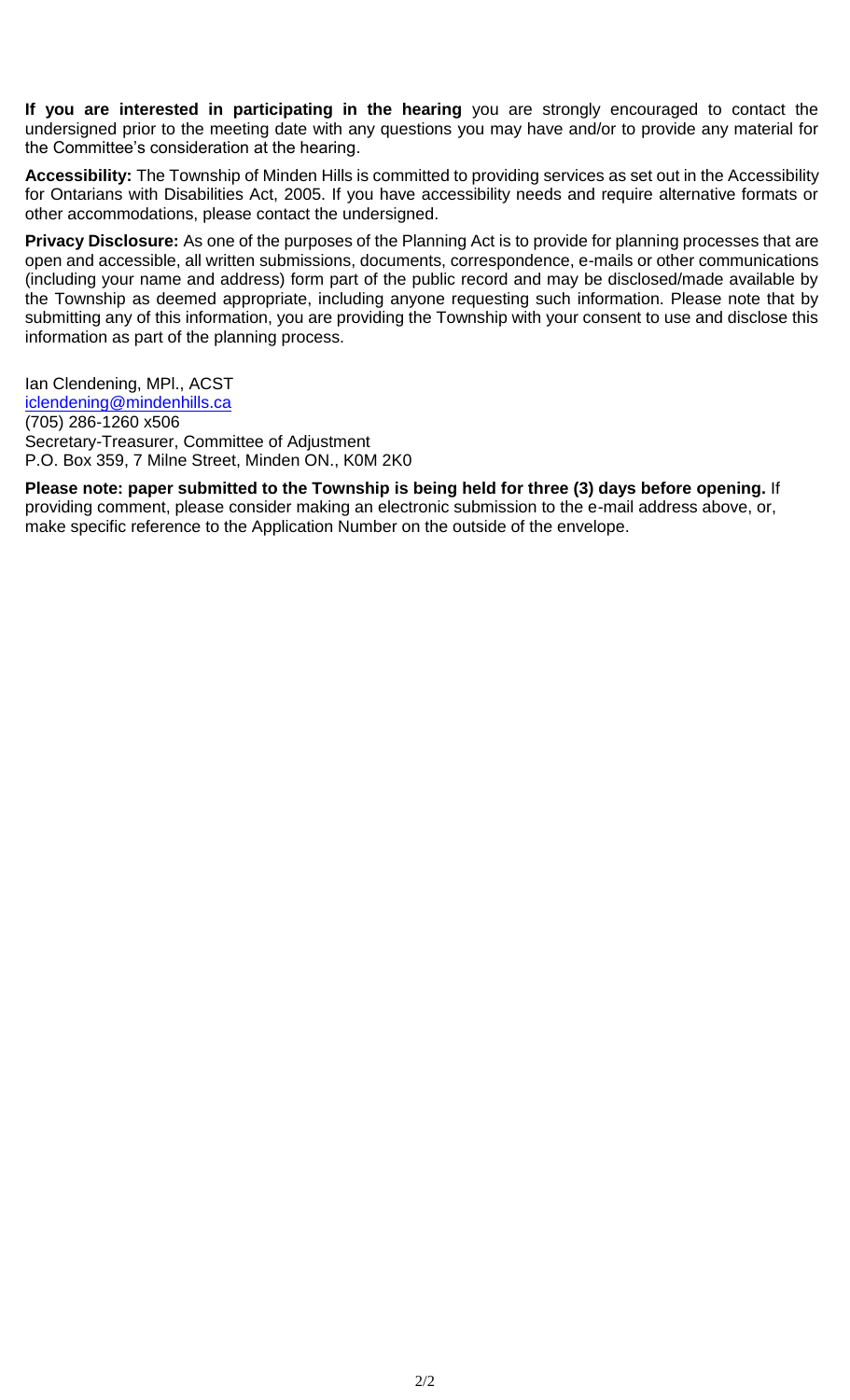**If you are interested in participating in the hearing** you are strongly encouraged to contact the undersigned prior to the meeting date with any questions you may have and/or to provide any material for the Committee's consideration at the hearing.

**Accessibility:** The Township of Minden Hills is committed to providing services as set out in the Accessibility for Ontarians with Disabilities Act, 2005. If you have accessibility needs and require alternative formats or other accommodations, please contact the undersigned.

**Privacy Disclosure:** As one of the purposes of the Planning Act is to provide for planning processes that are open and accessible, all written submissions, documents, correspondence, e-mails or other communications (including your name and address) form part of the public record and may be disclosed/made available by the Township as deemed appropriate, including anyone requesting such information. Please note that by submitting any of this information, you are providing the Township with your consent to use and disclose this information as part of the planning process.

Ian Clendening, MPl., ACST
iclendening@mindenhills.ca
(705) 286-1260 x506
Secretary-Treasurer, Committee of Adjustment
P.O. Box 359, 7 Milne Street, Minden ON., K0M 2K0

**Please note: paper submitted to the Township is being held for three (3) days before opening.** If providing comment, please consider making an electronic submission to the e-mail address above, or, make specific reference to the Application Number on the outside of the envelope.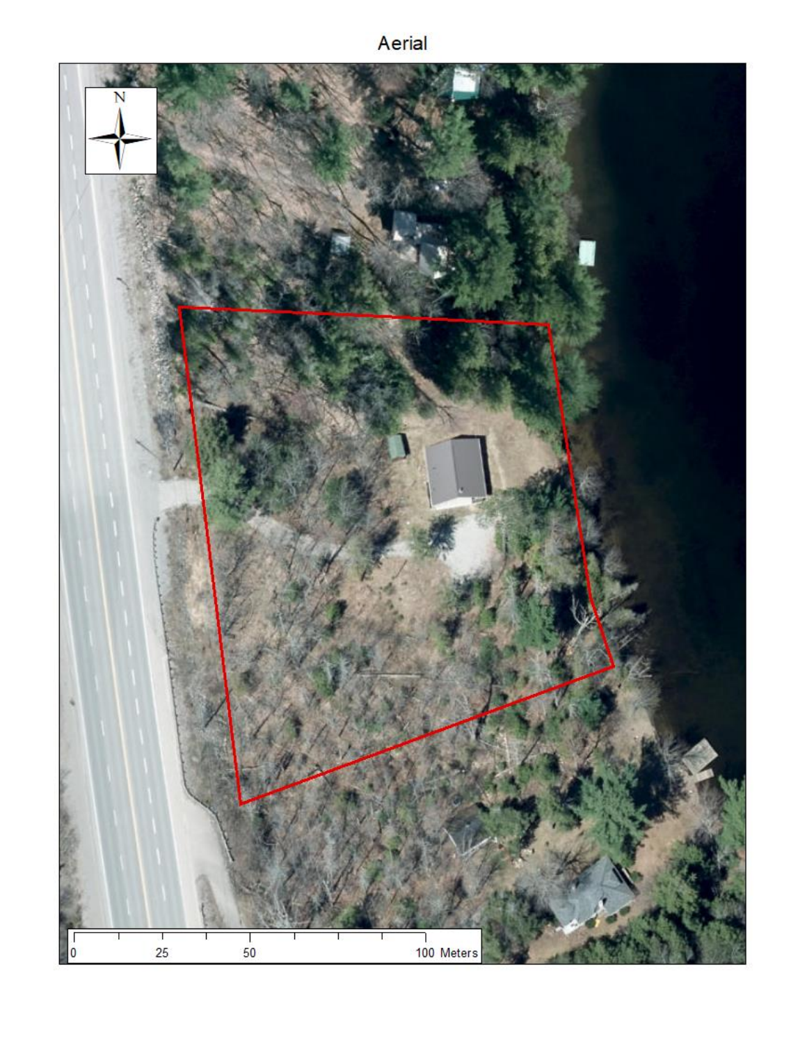# Aerial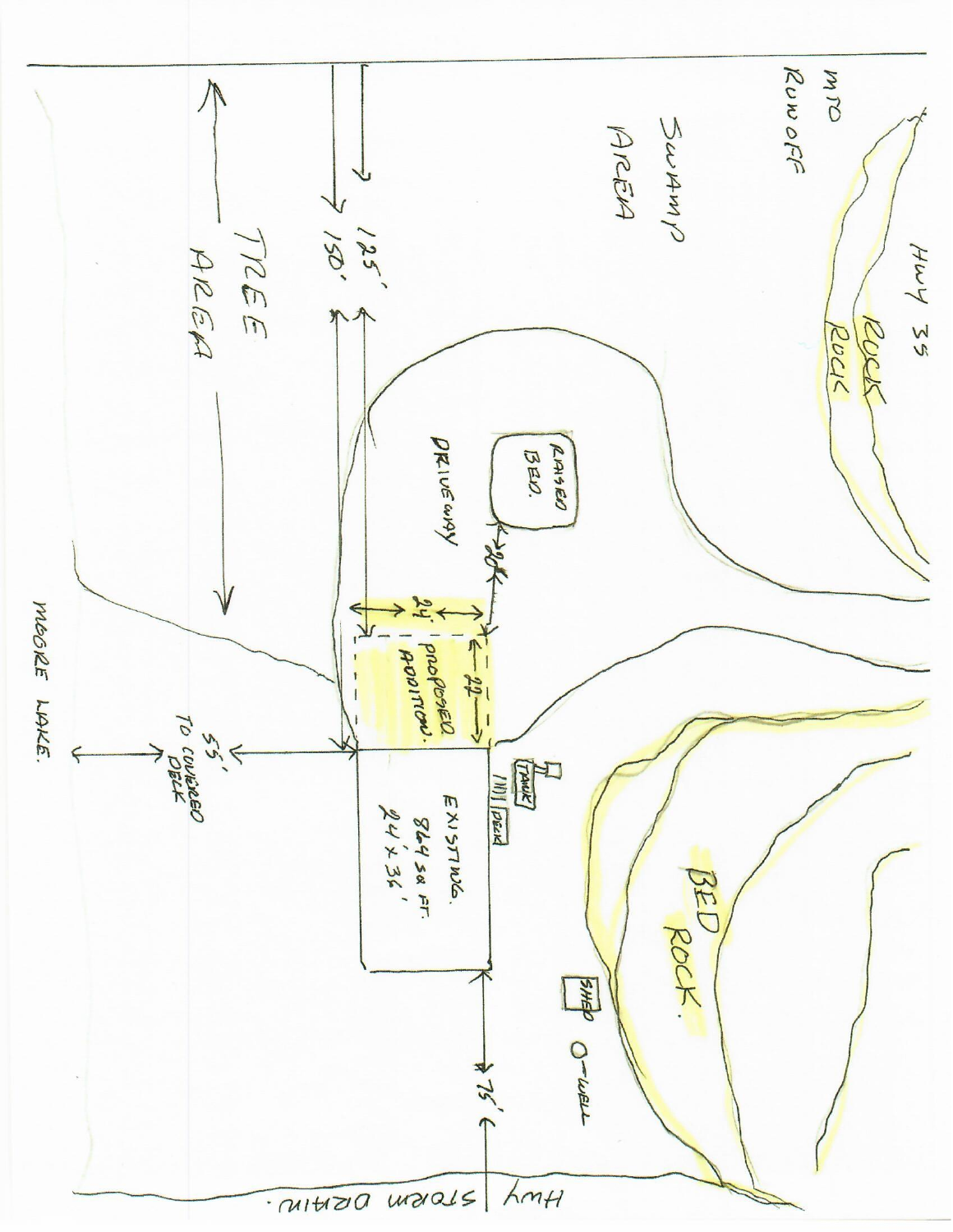HWY 35

NO RUN OFF

SWAMP AREA

ROCK ROCK

BED ROCK.

RAISED BED.

DRIVEWAY

20'

24'

22'

PROPOSED ADDITION.

TANK

DECK

SHED

O-WELL

EXISTING. 864 SQ FT. 24' X 36'

125'

150'

TREE AREA

55' TO COVERED DECK

75'

MOORE LAKE.

HWY STORM DRAIN.